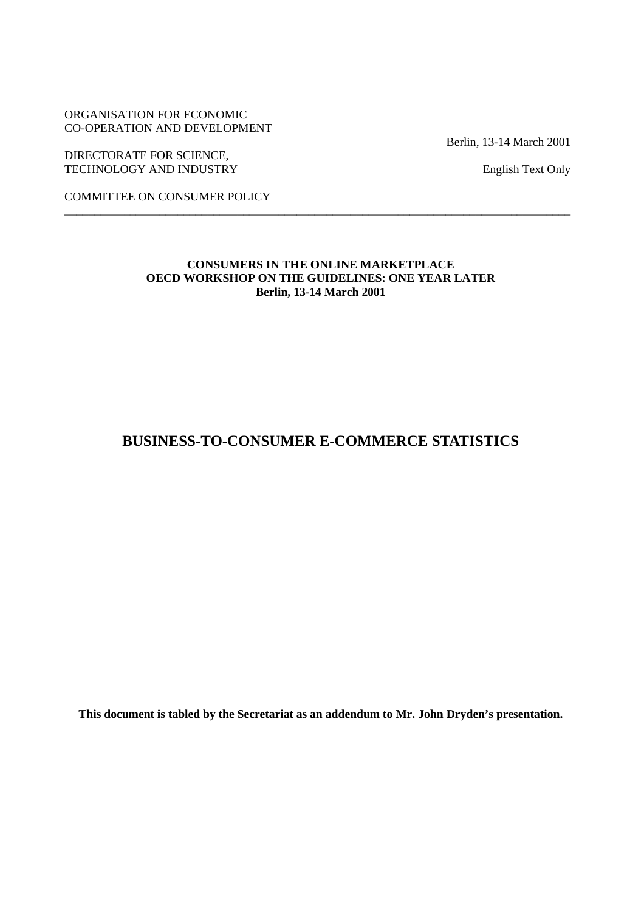ORGANISATION FOR ECONOMIC
CO-OPERATION AND DEVELOPMENT

DIRECTORATE FOR SCIENCE,
TECHNOLOGY AND INDUSTRY

COMMITTEE ON CONSUMER POLICY

Berlin, 13-14 March 2001

English Text Only

---

**CONSUMERS IN THE ONLINE MARKETPLACE**
**OECD WORKSHOP ON THE GUIDELINES: ONE YEAR LATER**
**Berlin, 13-14 March 2001**

# BUSINESS-TO-CONSUMER E-COMMERCE STATISTICS

**This document is tabled by the Secretariat as an addendum to Mr. John Dryden's presentation.**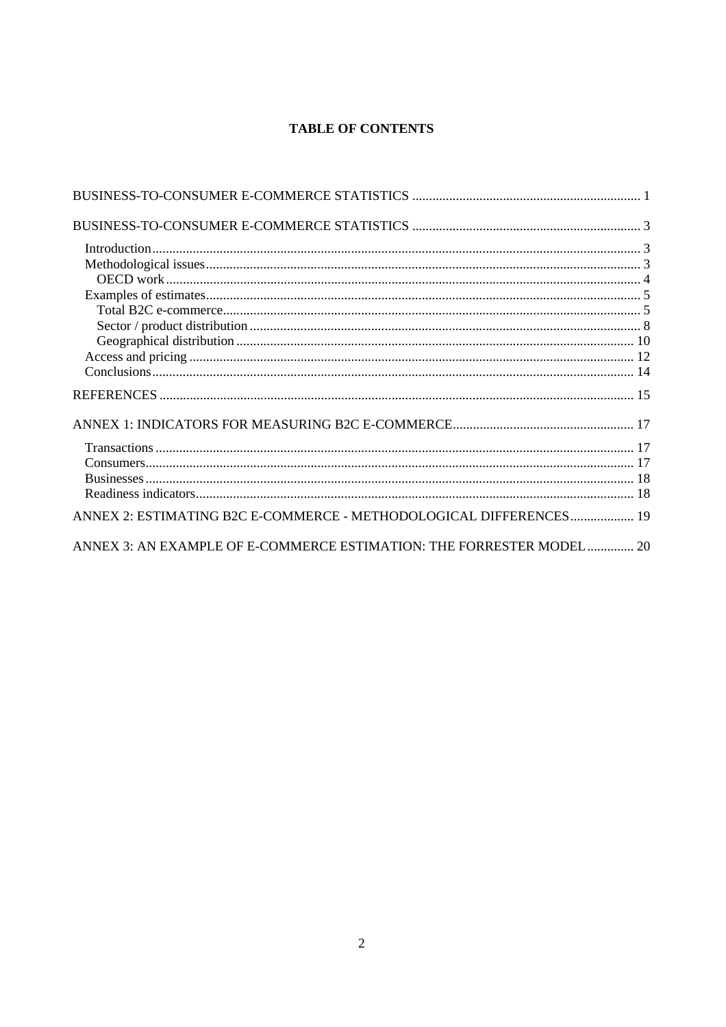**TABLE OF CONTENTS**

BUSINESS-TO-CONSUMER E-COMMERCE STATISTICS ........................................ 1

BUSINESS-TO-CONSUMER E-COMMERCE STATISTICS ........................................ 3

- Introduction ........................................ 3
- Methodological issues ........................................ 3
  - OECD work ........................................ 4
- Examples of estimates ........................................ 5
  - Total B2C e-commerce ........................................ 5
  - Sector / product distribution ........................................ 8
  - Geographical distribution ........................................ 10
- Access and pricing ........................................ 12
- Conclusions ........................................ 14

REFERENCES ........................................ 15

ANNEX 1: INDICATORS FOR MEASURING B2C E-COMMERCE ........................................ 17

- Transactions ........................................ 17
- Consumers ........................................ 17
- Businesses ........................................ 18
- Readiness indicators ........................................ 18

ANNEX 2: ESTIMATING B2C E-COMMERCE - METHODOLOGICAL DIFFERENCES ........................................ 19

ANNEX 3: AN EXAMPLE OF E-COMMERCE ESTIMATION: THE FORRESTER MODEL ........................................ 20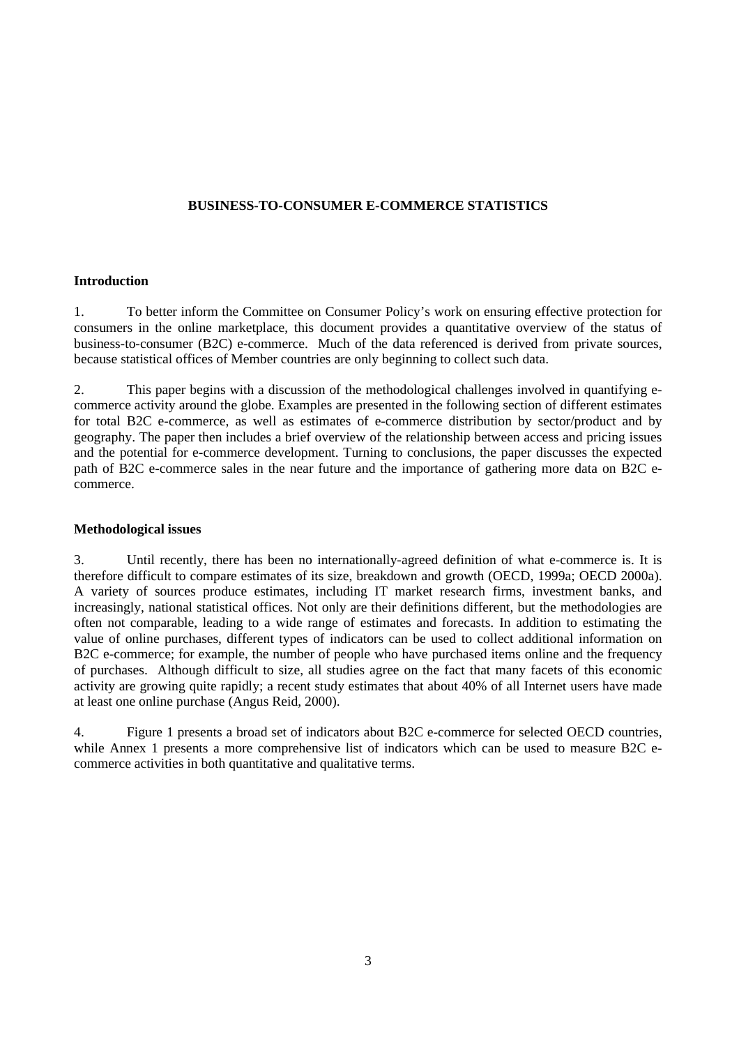# BUSINESS-TO-CONSUMER E-COMMERCE STATISTICS

## Introduction

1. To better inform the Committee on Consumer Policy's work on ensuring effective protection for consumers in the online marketplace, this document provides a quantitative overview of the status of business-to-consumer (B2C) e-commerce. Much of the data referenced is derived from private sources, because statistical offices of Member countries are only beginning to collect such data.

2. This paper begins with a discussion of the methodological challenges involved in quantifying e-commerce activity around the globe. Examples are presented in the following section of different estimates for total B2C e-commerce, as well as estimates of e-commerce distribution by sector/product and by geography. The paper then includes a brief overview of the relationship between access and pricing issues and the potential for e-commerce development. Turning to conclusions, the paper discusses the expected path of B2C e-commerce sales in the near future and the importance of gathering more data on B2C e-commerce.

## Methodological issues

3. Until recently, there has been no internationally-agreed definition of what e-commerce is. It is therefore difficult to compare estimates of its size, breakdown and growth (OECD, 1999a; OECD 2000a). A variety of sources produce estimates, including IT market research firms, investment banks, and increasingly, national statistical offices. Not only are their definitions different, but the methodologies are often not comparable, leading to a wide range of estimates and forecasts. In addition to estimating the value of online purchases, different types of indicators can be used to collect additional information on B2C e-commerce; for example, the number of people who have purchased items online and the frequency of purchases. Although difficult to size, all studies agree on the fact that many facets of this economic activity are growing quite rapidly; a recent study estimates that about 40% of all Internet users have made at least one online purchase (Angus Reid, 2000).

4. Figure 1 presents a broad set of indicators about B2C e-commerce for selected OECD countries, while Annex 1 presents a more comprehensive list of indicators which can be used to measure B2C e-commerce activities in both quantitative and qualitative terms.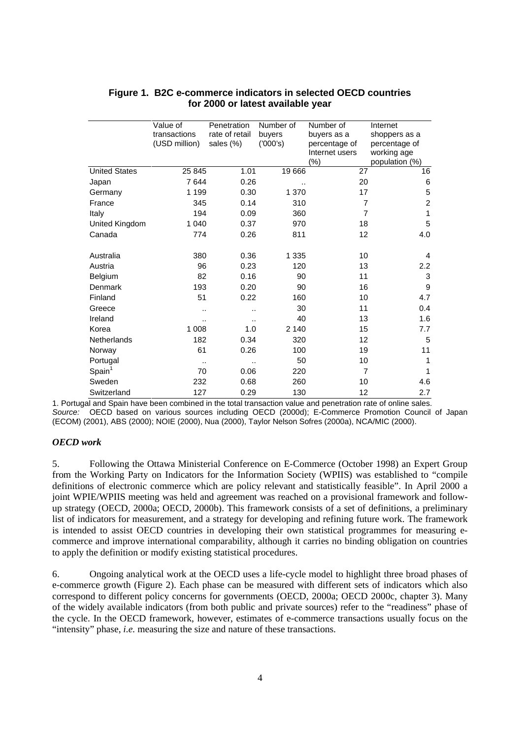**Figure 1. B2C e-commerce indicators in selected OECD countries for 2000 or latest available year**

| | Value of transactions (USD million) | Penetration rate of retail sales (%) | Number of buyers ('000's) | Number of buyers as a percentage of Internet users (%) | Internet shoppers as a percentage of working age population (%) |
|---|---|---|---|---|---|
| United States | 25 845 | 1.01 | 19 666 | 27 | 16 |
| Japan | 7 644 | 0.26 | .. | 20 | 6 |
| Germany | 1 199 | 0.30 | 1 370 | 17 | 5 |
| France | 345 | 0.14 | 310 | 7 | 2 |
| Italy | 194 | 0.09 | 360 | 7 | 1 |
| United Kingdom | 1 040 | 0.37 | 970 | 18 | 5 |
| Canada | 774 | 0.26 | 811 | 12 | 4.0 |
| Australia | 380 | 0.36 | 1 335 | 10 | 4 |
| Austria | 96 | 0.23 | 120 | 13 | 2.2 |
| Belgium | 82 | 0.16 | 90 | 11 | 3 |
| Denmark | 193 | 0.20 | 90 | 16 | 9 |
| Finland | 51 | 0.22 | 160 | 10 | 4.7 |
| Greece | .. | .. | 30 | 11 | 0.4 |
| Ireland | .. | .. | 40 | 13 | 1.6 |
| Korea | 1 008 | 1.0 | 2 140 | 15 | 7.7 |
| Netherlands | 182 | 0.34 | 320 | 12 | 5 |
| Norway | 61 | 0.26 | 100 | 19 | 11 |
| Portugal | .. | .. | 50 | 10 | 1 |
| Spain[1] | 70 | 0.06 | 220 | 7 | 1 |
| Sweden | 232 | 0.68 | 260 | 10 | 4.6 |
| Switzerland | 127 | 0.29 | 130 | 12 | 2.7 |

1. Portugal and Spain have been combined in the total transaction value and penetration rate of online sales.
*Source:* OECD based on various sources including OECD (2000d); E-Commerce Promotion Council of Japan (ECOM) (2001), ABS (2000); NOIE (2000), Nua (2000), Taylor Nelson Sofres (2000a), NCA/MIC (2000).

### *OECD work*

5. Following the Ottawa Ministerial Conference on E-Commerce (October 1998) an Expert Group from the Working Party on Indicators for the Information Society (WPIIS) was established to "compile definitions of electronic commerce which are policy relevant and statistically feasible". In April 2000 a joint WPIE/WPIIS meeting was held and agreement was reached on a provisional framework and follow-up strategy (OECD, 2000a; OECD, 2000b). This framework consists of a set of definitions, a preliminary list of indicators for measurement, and a strategy for developing and refining future work. The framework is intended to assist OECD countries in developing their own statistical programmes for measuring e-commerce and improve international comparability, although it carries no binding obligation on countries to apply the definition or modify existing statistical procedures.

6. Ongoing analytical work at the OECD uses a life-cycle model to highlight three broad phases of e-commerce growth (Figure 2). Each phase can be measured with different sets of indicators which also correspond to different policy concerns for governments (OECD, 2000a; OECD 2000c, chapter 3). Many of the widely available indicators (from both public and private sources) refer to the "readiness" phase of the cycle. In the OECD framework, however, estimates of e-commerce transactions usually focus on the "intensity" phase, *i.e.* measuring the size and nature of these transactions.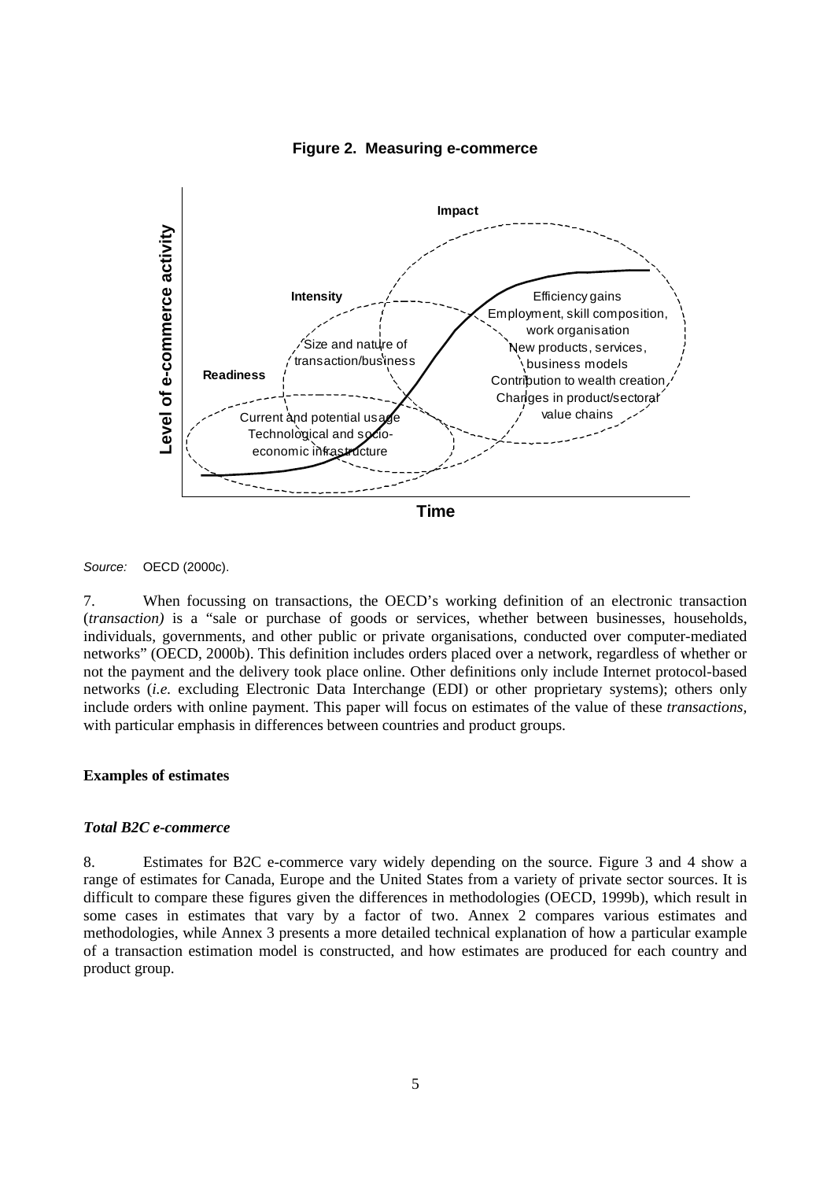**Figure 2. Measuring e-commerce**

*Source:* OECD (2000c).

7. When focussing on transactions, the OECD's working definition of an electronic transaction (*transaction)* is a "sale or purchase of goods or services, whether between businesses, households, individuals, governments, and other public or private organisations, conducted over computer-mediated networks" (OECD, 2000b). This definition includes orders placed over a network, regardless of whether or not the payment and the delivery took place online. Other definitions only include Internet protocol-based networks (*i.e.* excluding Electronic Data Interchange (EDI) or other proprietary systems); others only include orders with online payment. This paper will focus on estimates of the value of these *transactions*, with particular emphasis in differences between countries and product groups.

## Examples of estimates

### *Total B2C e-commerce*

8. Estimates for B2C e-commerce vary widely depending on the source. Figure 3 and 4 show a range of estimates for Canada, Europe and the United States from a variety of private sector sources. It is difficult to compare these figures given the differences in methodologies (OECD, 1999b), which result in some cases in estimates that vary by a factor of two. Annex 2 compares various estimates and methodologies, while Annex 3 presents a more detailed technical explanation of how a particular example of a transaction estimation model is constructed, and how estimates are produced for each country and product group.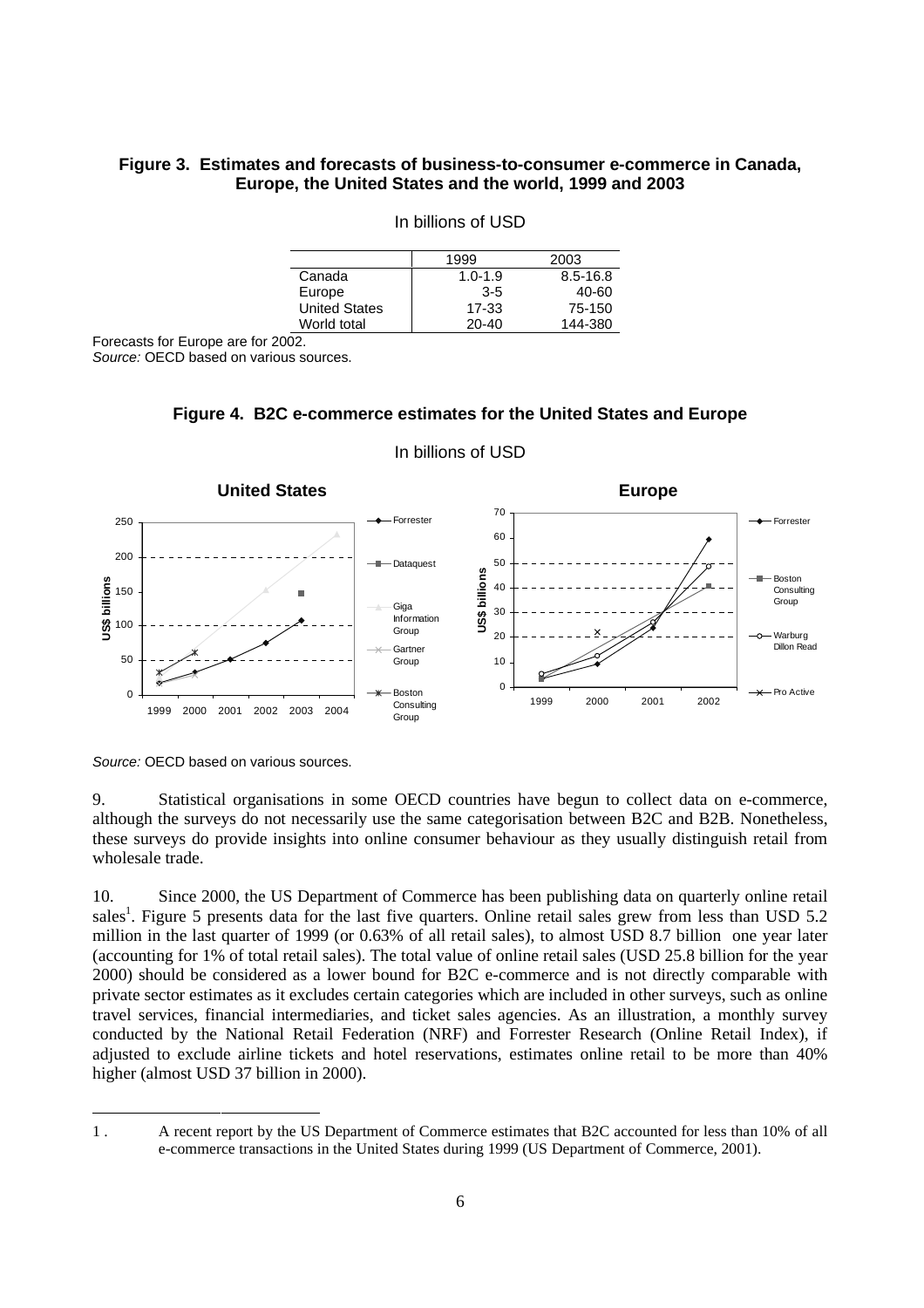**Figure 3. Estimates and forecasts of business-to-consumer e-commerce in Canada, Europe, the United States and the world, 1999 and 2003**

In billions of USD

| | 1999 | 2003 |
|---|---|---|
| Canada | 1.0-1.9 | 8.5-16.8 |
| Europe | 3-5 | 40-60 |
| United States | 17-33 | 75-150 |
| World total | 20-40 | 144-380 |

Forecasts for Europe are for 2002.

*Source:* OECD based on various sources.

**Figure 4. B2C e-commerce estimates for the United States and Europe**

In billions of USD

*Source:* OECD based on various sources.

9. Statistical organisations in some OECD countries have begun to collect data on e-commerce, although the surveys do not necessarily use the same categorisation between B2C and B2B. Nonetheless, these surveys do provide insights into online consumer behaviour as they usually distinguish retail from wholesale trade.

10. Since 2000, the US Department of Commerce has been publishing data on quarterly online retail sales[1]. Figure 5 presents data for the last five quarters. Online retail sales grew from less than USD 5.2 million in the last quarter of 1999 (or 0.63% of all retail sales), to almost USD 8.7 billion one year later (accounting for 1% of total retail sales). The total value of online retail sales (USD 25.8 billion for the year 2000) should be considered as a lower bound for B2C e-commerce and is not directly comparable with private sector estimates as it excludes certain categories which are included in other surveys, such as online travel services, financial intermediaries, and ticket sales agencies. As an illustration, a monthly survey conducted by the National Retail Federation (NRF) and Forrester Research (Online Retail Index), if adjusted to exclude airline tickets and hotel reservations, estimates online retail to be more than 40% higher (almost USD 37 billion in 2000).

1 . A recent report by the US Department of Commerce estimates that B2C accounted for less than 10% of all e-commerce transactions in the United States during 1999 (US Department of Commerce, 2001).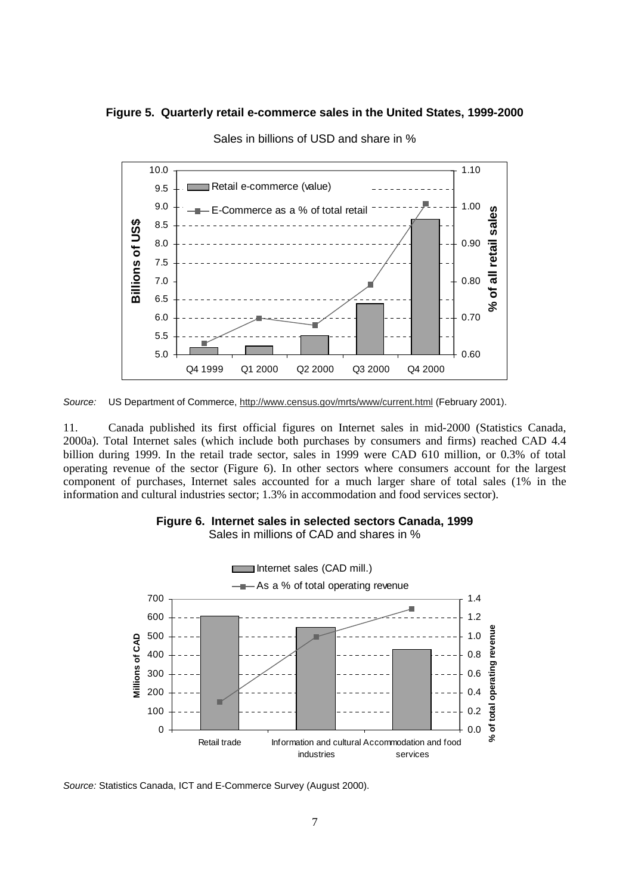**Figure 5. Quarterly retail e-commerce sales in the United States, 1999-2000**

Sales in billions of USD and share in %

*Source:* US Department of Commerce, http://www.census.gov/mrts/www/current.html (February 2001).

11. Canada published its first official figures on Internet sales in mid-2000 (Statistics Canada, 2000a). Total Internet sales (which include both purchases by consumers and firms) reached CAD 4.4 billion during 1999. In the retail trade sector, sales in 1999 were CAD 610 million, or 0.3% of total operating revenue of the sector (Figure 6). In other sectors where consumers account for the largest component of purchases, Internet sales accounted for a much larger share of total sales (1% in the information and cultural industries sector; 1.3% in accommodation and food services sector).

**Figure 6. Internet sales in selected sectors Canada, 1999**

Sales in millions of CAD and shares in %

*Source:* Statistics Canada, ICT and E-Commerce Survey (August 2000).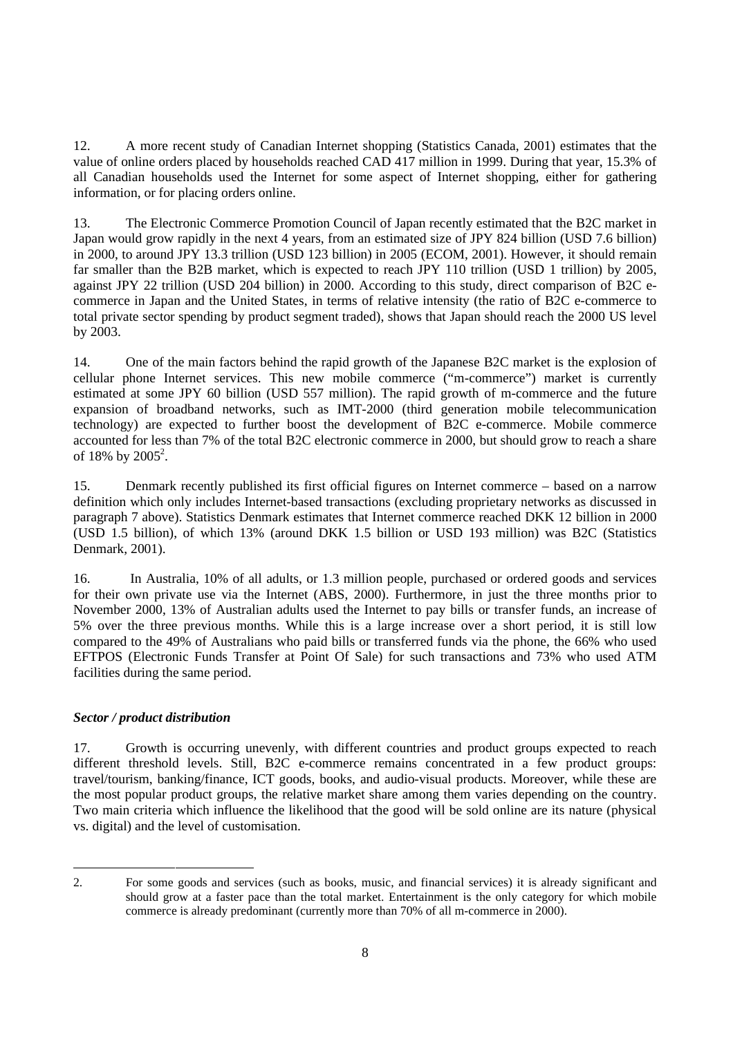12. A more recent study of Canadian Internet shopping (Statistics Canada, 2001) estimates that the value of online orders placed by households reached CAD 417 million in 1999. During that year, 15.3% of all Canadian households used the Internet for some aspect of Internet shopping, either for gathering information, or for placing orders online.

13. The Electronic Commerce Promotion Council of Japan recently estimated that the B2C market in Japan would grow rapidly in the next 4 years, from an estimated size of JPY 824 billion (USD 7.6 billion) in 2000, to around JPY 13.3 trillion (USD 123 billion) in 2005 (ECOM, 2001). However, it should remain far smaller than the B2B market, which is expected to reach JPY 110 trillion (USD 1 trillion) by 2005, against JPY 22 trillion (USD 204 billion) in 2000. According to this study, direct comparison of B2C e-commerce in Japan and the United States, in terms of relative intensity (the ratio of B2C e-commerce to total private sector spending by product segment traded), shows that Japan should reach the 2000 US level by 2003.

14. One of the main factors behind the rapid growth of the Japanese B2C market is the explosion of cellular phone Internet services. This new mobile commerce ("m-commerce") market is currently estimated at some JPY 60 billion (USD 557 million). The rapid growth of m-commerce and the future expansion of broadband networks, such as IMT-2000 (third generation mobile telecommunication technology) are expected to further boost the development of B2C e-commerce. Mobile commerce accounted for less than 7% of the total B2C electronic commerce in 2000, but should grow to reach a share of 18% by 2005[2].

15. Denmark recently published its first official figures on Internet commerce – based on a narrow definition which only includes Internet-based transactions (excluding proprietary networks as discussed in paragraph 7 above). Statistics Denmark estimates that Internet commerce reached DKK 12 billion in 2000 (USD 1.5 billion), of which 13% (around DKK 1.5 billion or USD 193 million) was B2C (Statistics Denmark, 2001).

16. In Australia, 10% of all adults, or 1.3 million people, purchased or ordered goods and services for their own private use via the Internet (ABS, 2000). Furthermore, in just the three months prior to November 2000, 13% of Australian adults used the Internet to pay bills or transfer funds, an increase of 5% over the three previous months. While this is a large increase over a short period, it is still low compared to the 49% of Australians who paid bills or transferred funds via the phone, the 66% who used EFTPOS (Electronic Funds Transfer at Point Of Sale) for such transactions and 73% who used ATM facilities during the same period.

***Sector / product distribution***

17. Growth is occurring unevenly, with different countries and product groups expected to reach different threshold levels. Still, B2C e-commerce remains concentrated in a few product groups: travel/tourism, banking/finance, ICT goods, books, and audio-visual products. Moreover, while these are the most popular product groups, the relative market share among them varies depending on the country. Two main criteria which influence the likelihood that the good will be sold online are its nature (physical vs. digital) and the level of customisation.

---

2. For some goods and services (such as books, music, and financial services) it is already significant and should grow at a faster pace than the total market. Entertainment is the only category for which mobile commerce is already predominant (currently more than 70% of all m-commerce in 2000).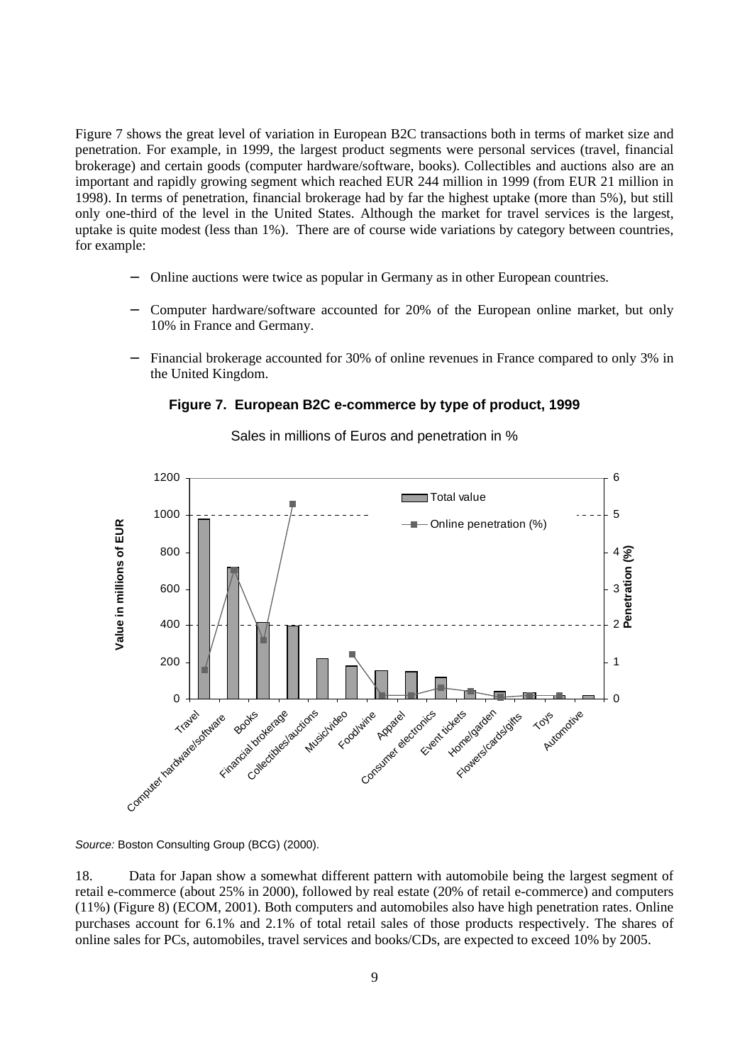Figure 7 shows the great level of variation in European B2C transactions both in terms of market size and penetration. For example, in 1999, the largest product segments were personal services (travel, financial brokerage) and certain goods (computer hardware/software, books). Collectibles and auctions also are an important and rapidly growing segment which reached EUR 244 million in 1999 (from EUR 21 million in 1998). In terms of penetration, financial brokerage had by far the highest uptake (more than 5%), but still only one-third of the level in the United States. Although the market for travel services is the largest, uptake is quite modest (less than 1%). There are of course wide variations by category between countries, for example:

- Online auctions were twice as popular in Germany as in other European countries.
- Computer hardware/software accounted for 20% of the European online market, but only 10% in France and Germany.
- Financial brokerage accounted for 30% of online revenues in France compared to only 3% in the United Kingdom.

**Figure 7. European B2C e-commerce by type of product, 1999**

Sales in millions of Euros and penetration in %

*Source:* Boston Consulting Group (BCG) (2000).

18. Data for Japan show a somewhat different pattern with automobile being the largest segment of retail e-commerce (about 25% in 2000), followed by real estate (20% of retail e-commerce) and computers (11%) (Figure 8) (ECOM, 2001). Both computers and automobiles also have high penetration rates. Online purchases account for 6.1% and 2.1% of total retail sales of those products respectively. The shares of online sales for PCs, automobiles, travel services and books/CDs, are expected to exceed 10% by 2005.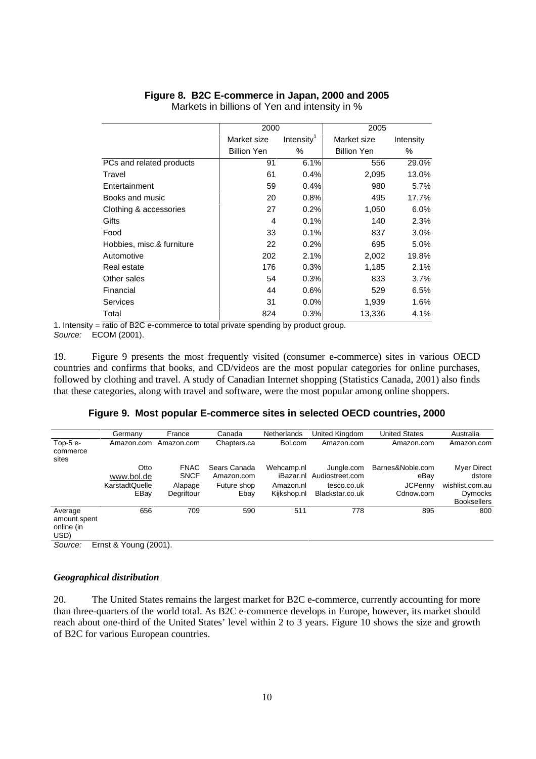**Figure 8. B2C E-commerce in Japan, 2000 and 2005**

Markets in billions of Yen and intensity in %

| | 2000 | | 2005 | |
|---|---|---|---|---|
| | Market size | Intensity[1] | Market size | Intensity |
| | Billion Yen | % | Billion Yen | % |
| PCs and related products | 91 | 6.1% | 556 | 29.0% |
| Travel | 61 | 0.4% | 2,095 | 13.0% |
| Entertainment | 59 | 0.4% | 980 | 5.7% |
| Books and music | 20 | 0.8% | 495 | 17.7% |
| Clothing & accessories | 27 | 0.2% | 1,050 | 6.0% |
| Gifts | 4 | 0.1% | 140 | 2.3% |
| Food | 33 | 0.1% | 837 | 3.0% |
| Hobbies, misc.& furniture | 22 | 0.2% | 695 | 5.0% |
| Automotive | 202 | 2.1% | 2,002 | 19.8% |
| Real estate | 176 | 0.3% | 1,185 | 2.1% |
| Other sales | 54 | 0.3% | 833 | 3.7% |
| Financial | 44 | 0.6% | 529 | 6.5% |
| Services | 31 | 0.0% | 1,939 | 1.6% |
| Total | 824 | 0.3% | 13,336 | 4.1% |

1. Intensity = ratio of B2C e-commerce to total private spending by product group.

*Source:* ECOM (2001).

19. Figure 9 presents the most frequently visited (consumer e-commerce) sites in various OECD countries and confirms that books, and CD/videos are the most popular categories for online purchases, followed by clothing and travel. A study of Canadian Internet shopping (Statistics Canada, 2001) also finds that these categories, along with travel and software, were the most popular among online shoppers.

**Figure 9. Most popular E-commerce sites in selected OECD countries, 2000**

| | Germany | France | Canada | Netherlands | United Kingdom | United States | Australia |
|---|---|---|---|---|---|---|---|
| Top-5 e-commerce sites | Amazon.com | Amazon.com | Chapters.ca | Bol.com | Amazon.com | Amazon.com | Amazon.com |
| | Otto | FNAC | Sears Canada | Wehcamp.nl | Jungle.com | Barnes&Noble.com | Myer Direct |
| | www.bol.de | SNCF | Amazon.com | iBazar.nl | Audiostreet.com | eBay | dstore |
| | KarstadtQuelle | Alapage | Future shop | Amazon.nl | tesco.co.uk | JCPenny | wishlist.com.au |
| | EBay | Degriftour | Ebay | Kijkshop.nl | Blackstar.co.uk | Cdnow.com | Dymocks Booksellers |
| Average amount spent online (in USD) | 656 | 709 | 590 | 511 | 778 | 895 | 800 |

*Source:* Ernst & Young (2001).

### *Geographical distribution*

20. The United States remains the largest market for B2C e-commerce, currently accounting for more than three-quarters of the world total. As B2C e-commerce develops in Europe, however, its market should reach about one-third of the United States' level within 2 to 3 years. Figure 10 shows the size and growth of B2C for various European countries.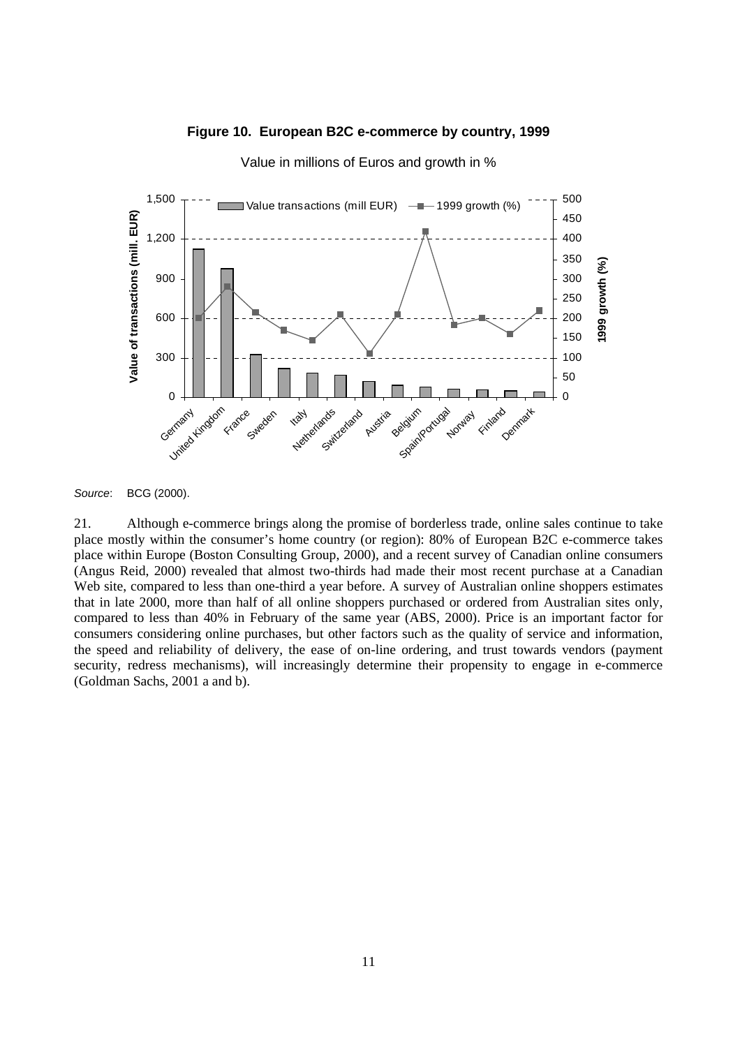**Figure 10. European B2C e-commerce by country, 1999**

Value in millions of Euros and growth in %

*Source*: BCG (2000).

21. Although e-commerce brings along the promise of borderless trade, online sales continue to take place mostly within the consumer's home country (or region): 80% of European B2C e-commerce takes place within Europe (Boston Consulting Group, 2000), and a recent survey of Canadian online consumers (Angus Reid, 2000) revealed that almost two-thirds had made their most recent purchase at a Canadian Web site, compared to less than one-third a year before. A survey of Australian online shoppers estimates that in late 2000, more than half of all online shoppers purchased or ordered from Australian sites only, compared to less than 40% in February of the same year (ABS, 2000). Price is an important factor for consumers considering online purchases, but other factors such as the quality of service and information, the speed and reliability of delivery, the ease of on-line ordering, and trust towards vendors (payment security, redress mechanisms), will increasingly determine their propensity to engage in e-commerce (Goldman Sachs, 2001 a and b).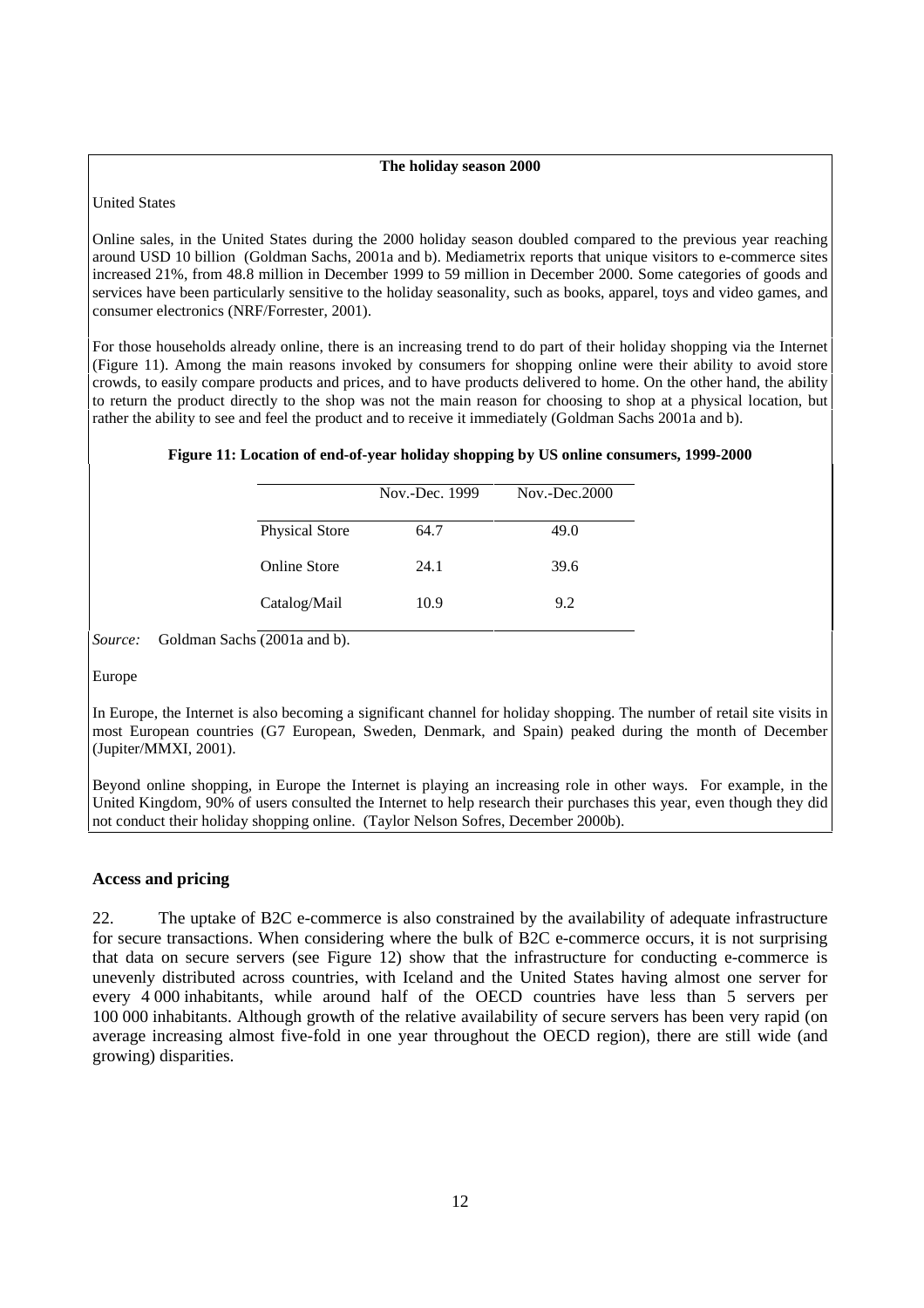**The holiday season 2000**

United States

Online sales, in the United States during the 2000 holiday season doubled compared to the previous year reaching around USD 10 billion (Goldman Sachs, 2001a and b). Mediametrix reports that unique visitors to e-commerce sites increased 21%, from 48.8 million in December 1999 to 59 million in December 2000. Some categories of goods and services have been particularly sensitive to the holiday seasonality, such as books, apparel, toys and video games, and consumer electronics (NRF/Forrester, 2001).

For those households already online, there is an increasing trend to do part of their holiday shopping via the Internet (Figure 11). Among the main reasons invoked by consumers for shopping online were their ability to avoid store crowds, to easily compare products and prices, and to have products delivered to home. On the other hand, the ability to return the product directly to the shop was not the main reason for choosing to shop at a physical location, but rather the ability to see and feel the product and to receive it immediately (Goldman Sachs 2001a and b).

**Figure 11: Location of end-of-year holiday shopping by US online consumers, 1999-2000**

| | Nov.-Dec. 1999 | Nov.-Dec.2000 |
|---|---|---|
| Physical Store | 64.7 | 49.0 |
| Online Store | 24.1 | 39.6 |
| Catalog/Mail | 10.9 | 9.2 |

*Source:* Goldman Sachs (2001a and b).

Europe

In Europe, the Internet is also becoming a significant channel for holiday shopping. The number of retail site visits in most European countries (G7 European, Sweden, Denmark, and Spain) peaked during the month of December (Jupiter/MMXI, 2001).

Beyond online shopping, in Europe the Internet is playing an increasing role in other ways. For example, in the United Kingdom, 90% of users consulted the Internet to help research their purchases this year, even though they did not conduct their holiday shopping online. (Taylor Nelson Sofres, December 2000b).

### Access and pricing

22. The uptake of B2C e-commerce is also constrained by the availability of adequate infrastructure for secure transactions. When considering where the bulk of B2C e-commerce occurs, it is not surprising that data on secure servers (see Figure 12) show that the infrastructure for conducting e-commerce is unevenly distributed across countries, with Iceland and the United States having almost one server for every 4 000 inhabitants, while around half of the OECD countries have less than 5 servers per 100 000 inhabitants. Although growth of the relative availability of secure servers has been very rapid (on average increasing almost five-fold in one year throughout the OECD region), there are still wide (and growing) disparities.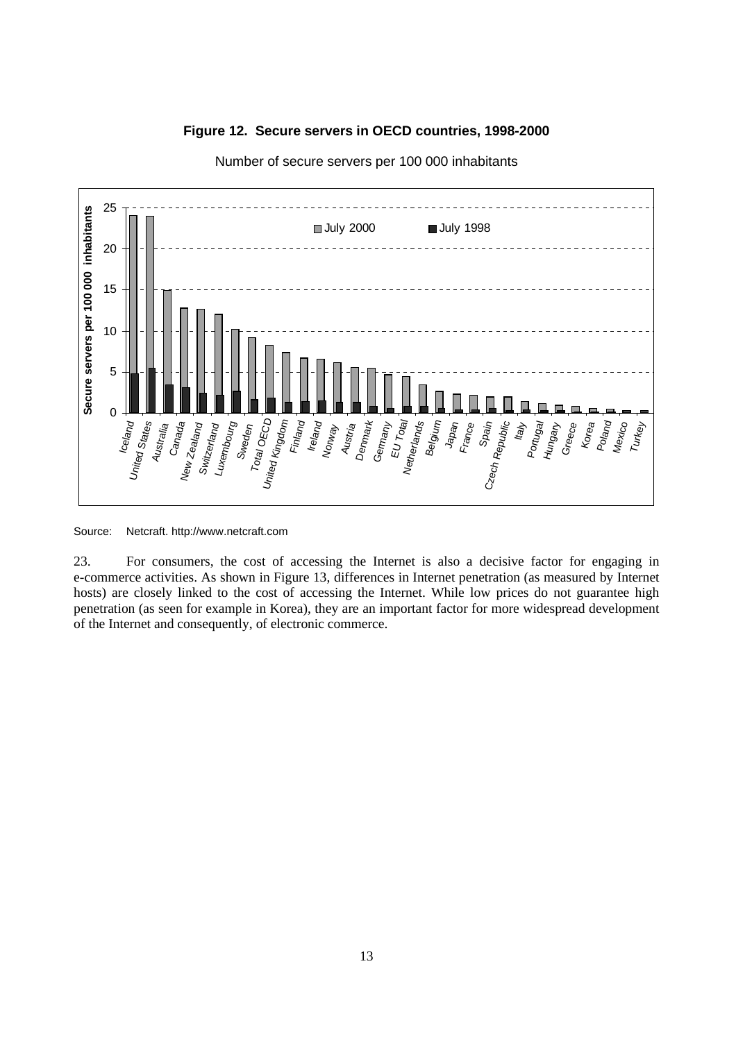**Figure 12. Secure servers in OECD countries, 1998-2000**

Number of secure servers per 100 000 inhabitants

Source: Netcraft. http://www.netcraft.com

23. For consumers, the cost of accessing the Internet is also a decisive factor for engaging in e-commerce activities. As shown in Figure 13, differences in Internet penetration (as measured by Internet hosts) are closely linked to the cost of accessing the Internet. While low prices do not guarantee high penetration (as seen for example in Korea), they are an important factor for more widespread development of the Internet and consequently, of electronic commerce.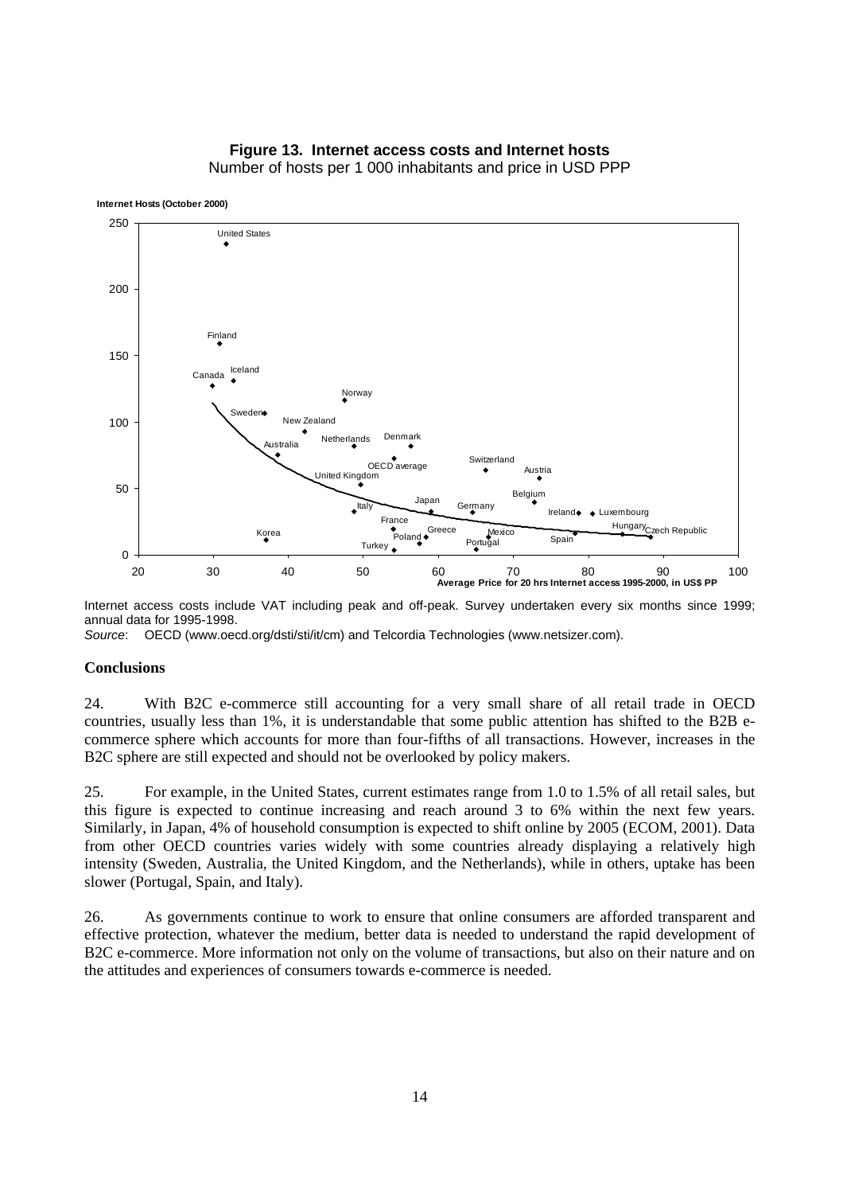**Figure 13. Internet access costs and Internet hosts**
Number of hosts per 1 000 inhabitants and price in USD PPP

Internet access costs include VAT including peak and off-peak. Survey undertaken every six months since 1999; annual data for 1995-1998.

*Source*: OECD (www.oecd.org/dsti/sti/it/cm) and Telcordia Technologies (www.netsizer.com).

### Conclusions

24. With B2C e-commerce still accounting for a very small share of all retail trade in OECD countries, usually less than 1%, it is understandable that some public attention has shifted to the B2B e-commerce sphere which accounts for more than four-fifths of all transactions. However, increases in the B2C sphere are still expected and should not be overlooked by policy makers.

25. For example, in the United States, current estimates range from 1.0 to 1.5% of all retail sales, but this figure is expected to continue increasing and reach around 3 to 6% within the next few years. Similarly, in Japan, 4% of household consumption is expected to shift online by 2005 (ECOM, 2001). Data from other OECD countries varies widely with some countries already displaying a relatively high intensity (Sweden, Australia, the United Kingdom, and the Netherlands), while in others, uptake has been slower (Portugal, Spain, and Italy).

26. As governments continue to work to ensure that online consumers are afforded transparent and effective protection, whatever the medium, better data is needed to understand the rapid development of B2C e-commerce. More information not only on the volume of transactions, but also on their nature and on the attitudes and experiences of consumers towards e-commerce is needed.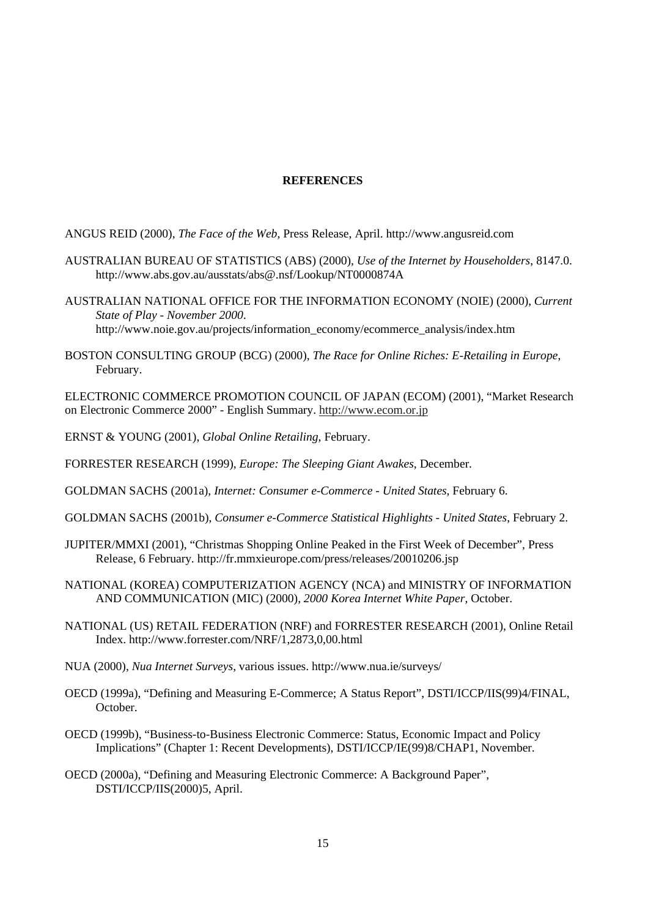## REFERENCES

ANGUS REID (2000), *The Face of the Web*, Press Release, April. http://www.angusreid.com

AUSTRALIAN BUREAU OF STATISTICS (ABS) (2000), *Use of the Internet by Householders*, 8147.0. http://www.abs.gov.au/ausstats/abs@.nsf/Lookup/NT0000874A

AUSTRALIAN NATIONAL OFFICE FOR THE INFORMATION ECONOMY (NOIE) (2000), *Current State of Play - November 2000*. http://www.noie.gov.au/projects/information_economy/ecommerce_analysis/index.htm

BOSTON CONSULTING GROUP (BCG) (2000), *The Race for Online Riches: E-Retailing in Europe*, February.

ELECTRONIC COMMERCE PROMOTION COUNCIL OF JAPAN (ECOM) (2001), "Market Research on Electronic Commerce 2000" - English Summary. http://www.ecom.or.jp

ERNST & YOUNG (2001), *Global Online Retailing*, February.

FORRESTER RESEARCH (1999), *Europe: The Sleeping Giant Awakes*, December.

GOLDMAN SACHS (2001a), *Internet: Consumer e-Commerce - United States*, February 6.

GOLDMAN SACHS (2001b), *Consumer e-Commerce Statistical Highlights - United States*, February 2.

JUPITER/MMXI (2001), "Christmas Shopping Online Peaked in the First Week of December", Press Release, 6 February. http://fr.mmxieurope.com/press/releases/20010206.jsp

NATIONAL (KOREA) COMPUTERIZATION AGENCY (NCA) and MINISTRY OF INFORMATION AND COMMUNICATION (MIC) (2000), *2000 Korea Internet White Paper*, October.

NATIONAL (US) RETAIL FEDERATION (NRF) and FORRESTER RESEARCH (2001), Online Retail Index. http://www.forrester.com/NRF/1,2873,0,00.html

NUA (2000), *Nua Internet Surveys*, various issues. http://www.nua.ie/surveys/

OECD (1999a), "Defining and Measuring E-Commerce; A Status Report", DSTI/ICCP/IIS(99)4/FINAL, October.

OECD (1999b), "Business-to-Business Electronic Commerce: Status, Economic Impact and Policy Implications" (Chapter 1: Recent Developments), DSTI/ICCP/IE(99)8/CHAP1, November.

OECD (2000a), "Defining and Measuring Electronic Commerce: A Background Paper", DSTI/ICCP/IIS(2000)5, April.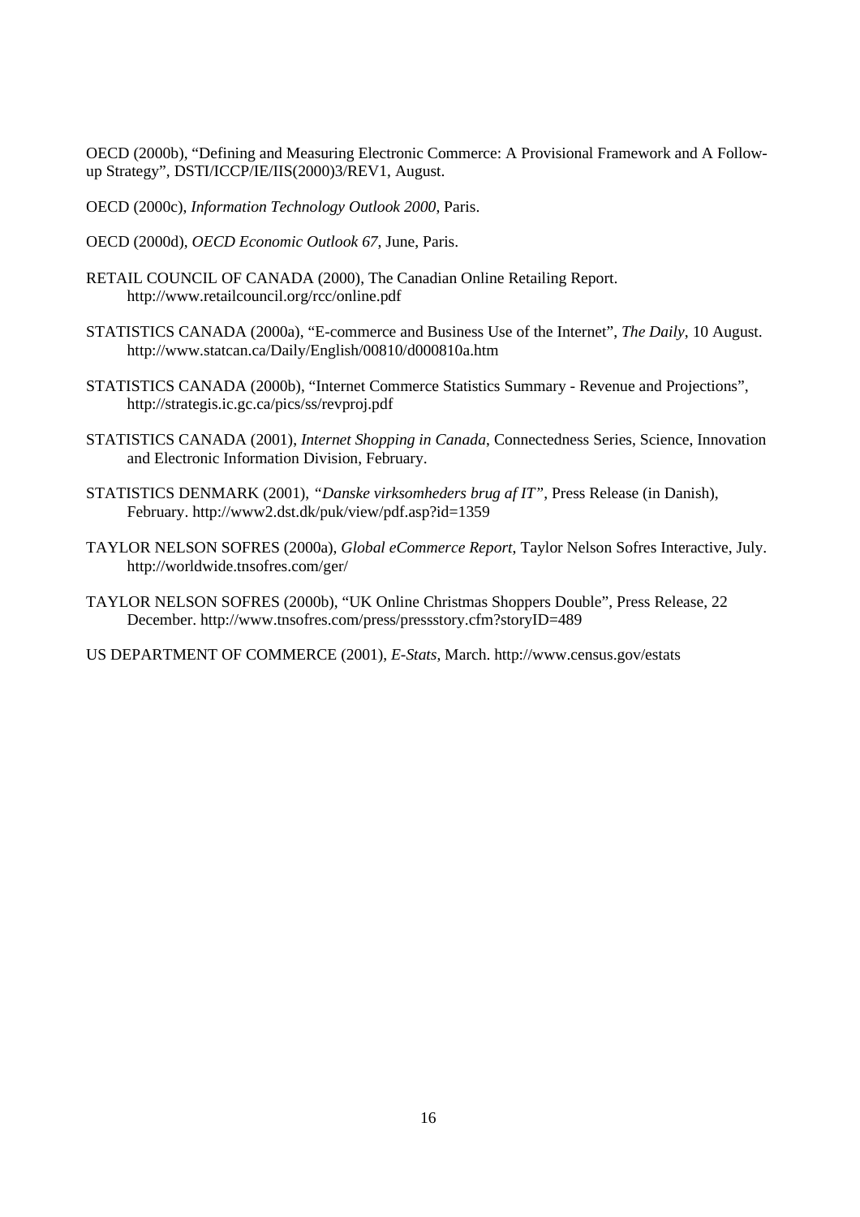OECD (2000b), "Defining and Measuring Electronic Commerce: A Provisional Framework and A Follow-up Strategy", DSTI/ICCP/IE/IIS(2000)3/REV1, August.

OECD (2000c), *Information Technology Outlook 2000*, Paris.

OECD (2000d), *OECD Economic Outlook 67*, June, Paris.

RETAIL COUNCIL OF CANADA (2000), The Canadian Online Retailing Report. http://www.retailcouncil.org/rcc/online.pdf

STATISTICS CANADA (2000a), "E-commerce and Business Use of the Internet", *The Daily*, 10 August. http://www.statcan.ca/Daily/English/00810/d000810a.htm

STATISTICS CANADA (2000b), "Internet Commerce Statistics Summary - Revenue and Projections", http://strategis.ic.gc.ca/pics/ss/revproj.pdf

STATISTICS CANADA (2001), *Internet Shopping in Canada*, Connectedness Series, Science, Innovation and Electronic Information Division, February.

STATISTICS DENMARK (2001), *"Danske virksomheders brug af IT"*, Press Release (in Danish), February. http://www2.dst.dk/puk/view/pdf.asp?id=1359

TAYLOR NELSON SOFRES (2000a), *Global eCommerce Report*, Taylor Nelson Sofres Interactive, July. http://worldwide.tnsofres.com/ger/

TAYLOR NELSON SOFRES (2000b), "UK Online Christmas Shoppers Double", Press Release, 22 December. http://www.tnsofres.com/press/pressstory.cfm?storyID=489

US DEPARTMENT OF COMMERCE (2001), *E-Stats*, March. http://www.census.gov/estats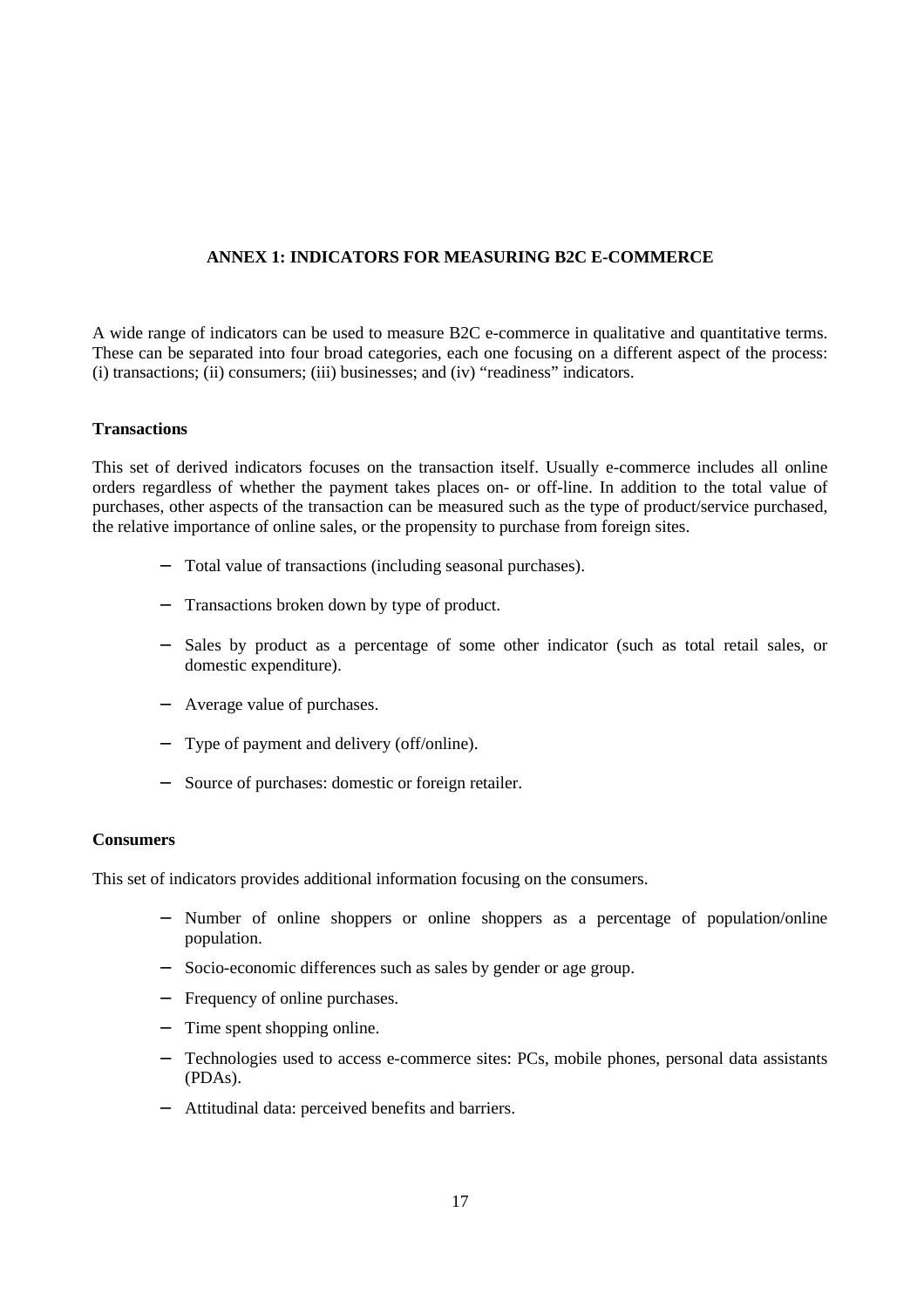## ANNEX 1: INDICATORS FOR MEASURING B2C E-COMMERCE

A wide range of indicators can be used to measure B2C e-commerce in qualitative and quantitative terms. These can be separated into four broad categories, each one focusing on a different aspect of the process: (i) transactions; (ii) consumers; (iii) businesses; and (iv) "readiness" indicators.

### Transactions

This set of derived indicators focuses on the transaction itself. Usually e-commerce includes all online orders regardless of whether the payment takes places on- or off-line. In addition to the total value of purchases, other aspects of the transaction can be measured such as the type of product/service purchased, the relative importance of online sales, or the propensity to purchase from foreign sites.

- Total value of transactions (including seasonal purchases).
- Transactions broken down by type of product.
- Sales by product as a percentage of some other indicator (such as total retail sales, or domestic expenditure).
- Average value of purchases.
- Type of payment and delivery (off/online).
- Source of purchases: domestic or foreign retailer.

### Consumers

This set of indicators provides additional information focusing on the consumers.

- Number of online shoppers or online shoppers as a percentage of population/online population.
- Socio-economic differences such as sales by gender or age group.
- Frequency of online purchases.
- Time spent shopping online.
- Technologies used to access e-commerce sites: PCs, mobile phones, personal data assistants (PDAs).
- Attitudinal data: perceived benefits and barriers.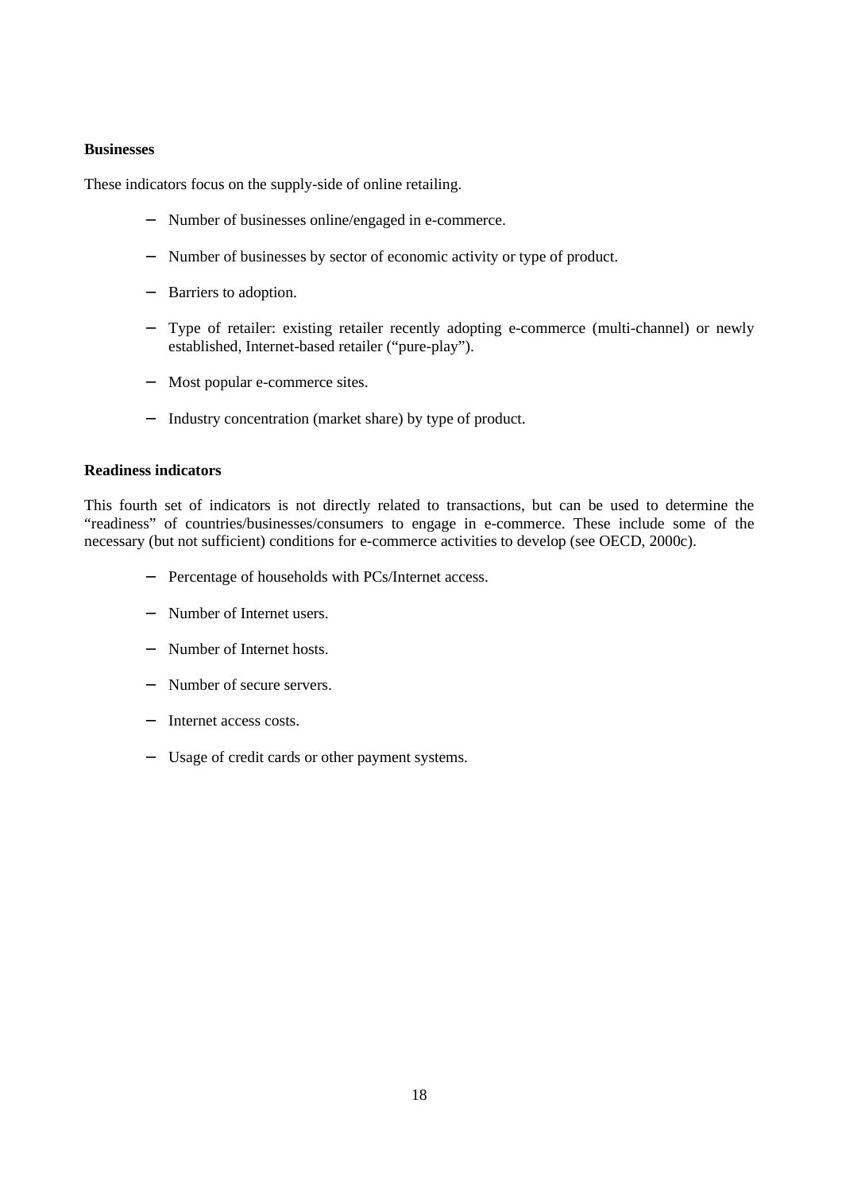**Businesses**

These indicators focus on the supply-side of online retailing.

- Number of businesses online/engaged in e-commerce.
- Number of businesses by sector of economic activity or type of product.
- Barriers to adoption.
- Type of retailer: existing retailer recently adopting e-commerce (multi-channel) or newly established, Internet-based retailer ("pure-play").
- Most popular e-commerce sites.
- Industry concentration (market share) by type of product.

**Readiness indicators**

This fourth set of indicators is not directly related to transactions, but can be used to determine the "readiness" of countries/businesses/consumers to engage in e-commerce. These include some of the necessary (but not sufficient) conditions for e-commerce activities to develop (see OECD, 2000c).

- Percentage of households with PCs/Internet access.
- Number of Internet users.
- Number of Internet hosts.
- Number of secure servers.
- Internet access costs.
- Usage of credit cards or other payment systems.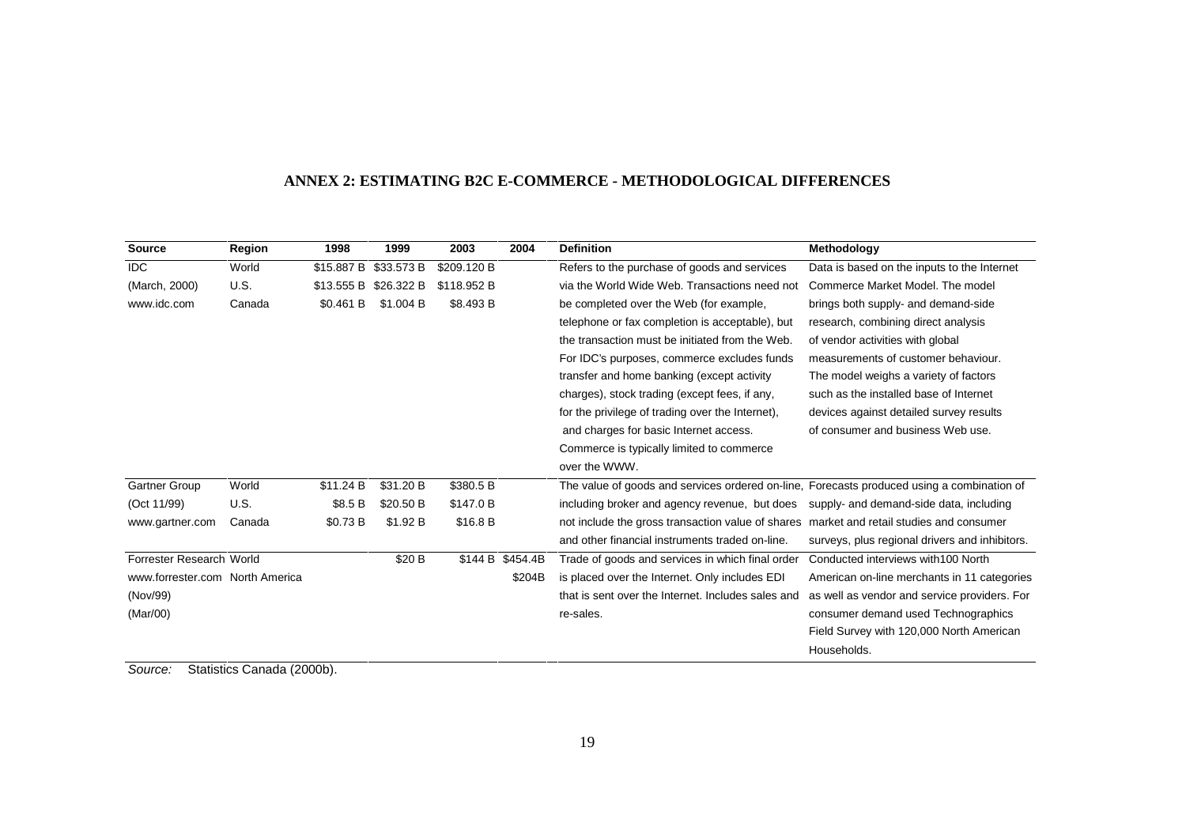## ANNEX 2: ESTIMATING B2C E-COMMERCE - METHODOLOGICAL DIFFERENCES

| Source | Region | 1998 | 1999 | 2003 | 2004 | Definition | Methodology |
|---|---|---|---|---|---|---|---|
| IDC (March, 2000) www.idc.com | World<br>U.S.<br>Canada | \$15.887 B<br>\$13.555 B<br>\$0.461 B | \$33.573 B<br>\$26.322 B<br>\$1.004 B | \$209.120 B<br>\$118.952 B<br>\$8.493 B | | Refers to the purchase of goods and services via the World Wide Web. Transactions need not be completed over the Web (for example, telephone or fax completion is acceptable), but the transaction must be initiated from the Web. For IDC's purposes, commerce excludes funds transfer and home banking (except activity charges), stock trading (except fees, if any, for the privilege of trading over the Internet), and charges for basic Internet access. Commerce is typically limited to commerce over the WWW. | Data is based on the inputs to the Internet Commerce Market Model. The model brings both supply- and demand-side research, combining direct analysis of vendor activities with global measurements of customer behaviour. The model weighs a variety of factors such as the installed base of Internet devices against detailed survey results of consumer and business Web use. |
| Gartner Group (Oct 11/99) www.gartner.com | World<br>U.S.<br>Canada | \$11.24 B<br>\$8.5 B<br>\$0.73 B | \$31.20 B<br>\$20.50 B<br>\$1.92 B | \$380.5 B<br>\$147.0 B<br>\$16.8 B | | The value of goods and services ordered on-line, including broker and agency revenue, but does not include the gross transaction value of shares and other financial instruments traded on-line. | Forecasts produced using a combination of supply- and demand-side data, including market and retail studies and consumer surveys, plus regional drivers and inhibitors. |
| Forrester Research www.forrester.com (Nov/99) (Mar/00) | World<br>North America | | \$20 B | \$144 B | \$454.4B<br>\$204B | Trade of goods and services in which final order is placed over the Internet. Only includes EDI that is sent over the Internet. Includes sales and re-sales. | Conducted interviews with100 North American on-line merchants in 11 categories as well as vendor and service providers. For consumer demand used Technographics Field Survey with 120,000 North American Households. |

*Source:* Statistics Canada (2000b).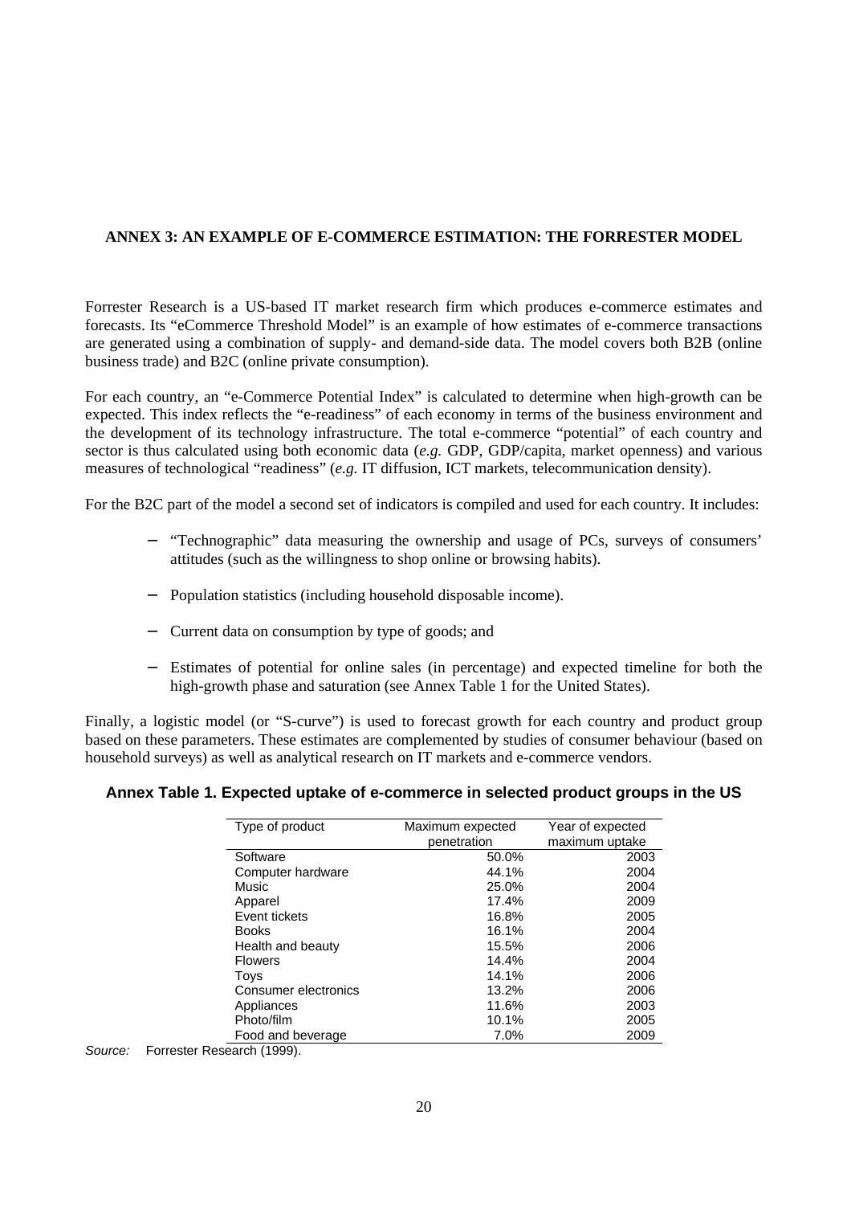## ANNEX 3: AN EXAMPLE OF E-COMMERCE ESTIMATION: THE FORRESTER MODEL

Forrester Research is a US-based IT market research firm which produces e-commerce estimates and forecasts. Its "eCommerce Threshold Model" is an example of how estimates of e-commerce transactions are generated using a combination of supply- and demand-side data. The model covers both B2B (online business trade) and B2C (online private consumption).

For each country, an "e-Commerce Potential Index" is calculated to determine when high-growth can be expected. This index reflects the "e-readiness" of each economy in terms of the business environment and the development of its technology infrastructure. The total e-commerce "potential" of each country and sector is thus calculated using both economic data (*e.g.* GDP, GDP/capita, market openness) and various measures of technological "readiness" (*e.g.* IT diffusion, ICT markets, telecommunication density).

For the B2C part of the model a second set of indicators is compiled and used for each country. It includes:

- "Technographic" data measuring the ownership and usage of PCs, surveys of consumers' attitudes (such as the willingness to shop online or browsing habits).
- Population statistics (including household disposable income).
- Current data on consumption by type of goods; and
- Estimates of potential for online sales (in percentage) and expected timeline for both the high-growth phase and saturation (see Annex Table 1 for the United States).

Finally, a logistic model (or "S-curve") is used to forecast growth for each country and product group based on these parameters. These estimates are complemented by studies of consumer behaviour (based on household surveys) as well as analytical research on IT markets and e-commerce vendors.

**Annex Table 1. Expected uptake of e-commerce in selected product groups in the US**

| Type of product | Maximum expected penetration | Year of expected maximum uptake |
|---|---|---|
| Software | 50.0% | 2003 |
| Computer hardware | 44.1% | 2004 |
| Music | 25.0% | 2004 |
| Apparel | 17.4% | 2009 |
| Event tickets | 16.8% | 2005 |
| Books | 16.1% | 2004 |
| Health and beauty | 15.5% | 2006 |
| Flowers | 14.4% | 2004 |
| Toys | 14.1% | 2006 |
| Consumer electronics | 13.2% | 2006 |
| Appliances | 11.6% | 2003 |
| Photo/film | 10.1% | 2005 |
| Food and beverage | 7.0% | 2009 |

*Source:* Forrester Research (1999).